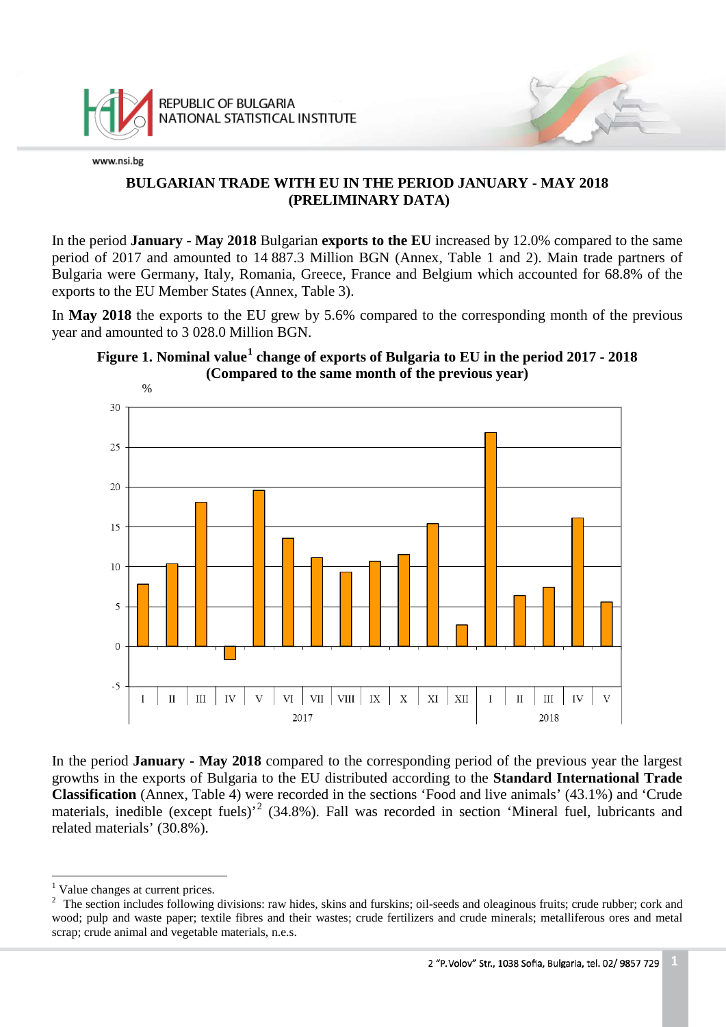# BULGARIAN TRADE WITH EU IN THE PERIOD JANUARY - MAY 2018 (PRELIMINARY DATA)

In the period **January - May 2018** Bulgarian **exports to the EU** increased by 12.0% compared to the same period of 2017 and amounted to 14 887.3 Million BGN (Annex, Table 1 and 2). Main trade partners of Bulgaria were Germany, Italy, Romania, Greece, France and Belgium which accounted for 68.8% of the exports to the EU Member States (Annex, Table 3).

In **May 2018** the exports to the EU grew by 5.6% compared to the corresponding month of the previous year and amounted to 3 028.0 Million BGN.

**Figure 1. Nominal value[1] change of exports of Bulgaria to EU in the period 2017 - 2018 (Compared to the same month of the previous year)**

In the period **January - May 2018** compared to the corresponding period of the previous year the largest growths in the exports of Bulgaria to the EU distributed according to the **Standard International Trade Classification** (Annex, Table 4) were recorded in the sections ‘Food and live animals’ (43.1%) and ‘Crude materials, inedible (except fuels)’[2] (34.8%). Fall was recorded in section ‘Mineral fuel, lubricants and related materials’ (30.8%).

---

[1] Value changes at current prices.

[2] The section includes following divisions: raw hides, skins and furskins; oil-seeds and oleaginous fruits; crude rubber; cork and wood; pulp and waste paper; textile fibres and their wastes; crude fertilizers and crude minerals; metalliferous ores and metal scrap; crude animal and vegetable materials, n.e.s.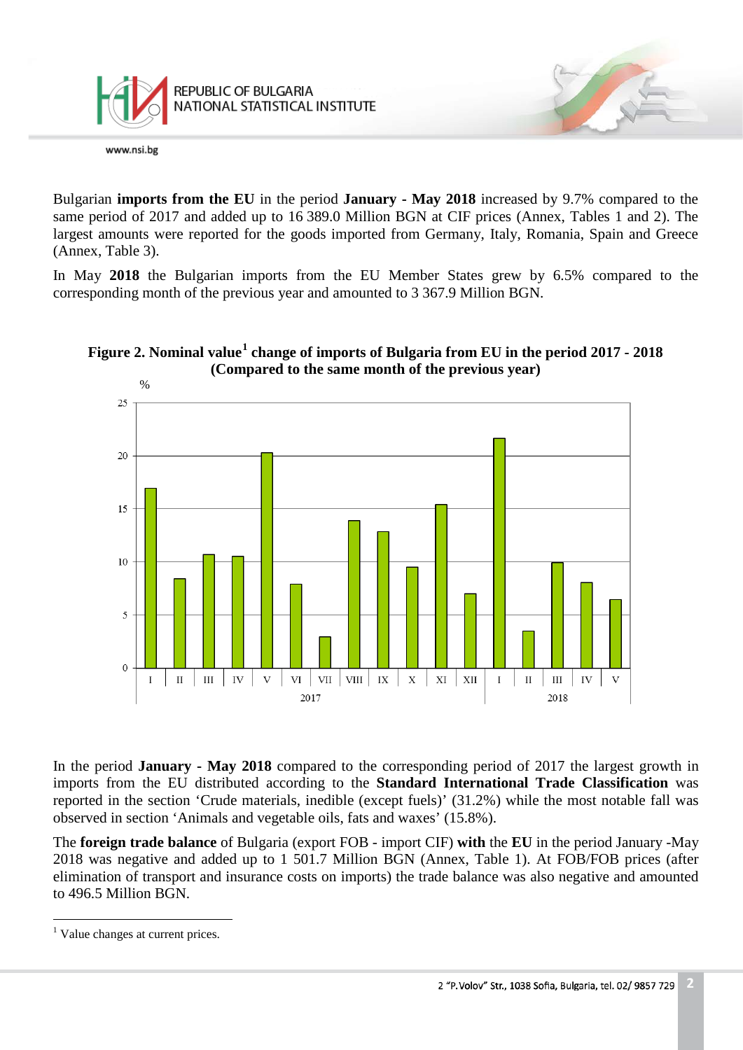Bulgarian **imports from the EU** in the period **January - May 2018** increased by 9.7% compared to the same period of 2017 and added up to 16 389.0 Million BGN at CIF prices (Annex, Tables 1 and 2). The largest amounts were reported for the goods imported from Germany, Italy, Romania, Spain and Greece (Annex, Table 3).

In May **2018** the Bulgarian imports from the EU Member States grew by 6.5% compared to the corresponding month of the previous year and amounted to 3 367.9 Million BGN.

**Figure 2. Nominal value[1] change of imports of Bulgaria from EU in the period 2017 - 2018 (Compared to the same month of the previous year)**

In the period **January - May 2018** compared to the corresponding period of 2017 the largest growth in imports from the EU distributed according to the **Standard International Trade Classification** was reported in the section 'Crude materials, inedible (except fuels)' (31.2%) while the most notable fall was observed in section 'Animals and vegetable oils, fats and waxes' (15.8%).

The **foreign trade balance** of Bulgaria (export FOB - import CIF) **with** the **EU** in the period January -May 2018 was negative and added up to 1 501.7 Million BGN (Annex, Table 1). At FOB/FOB prices (after elimination of transport and insurance costs on imports) the trade balance was also negative and amounted to 496.5 Million BGN.

[1] Value changes at current prices.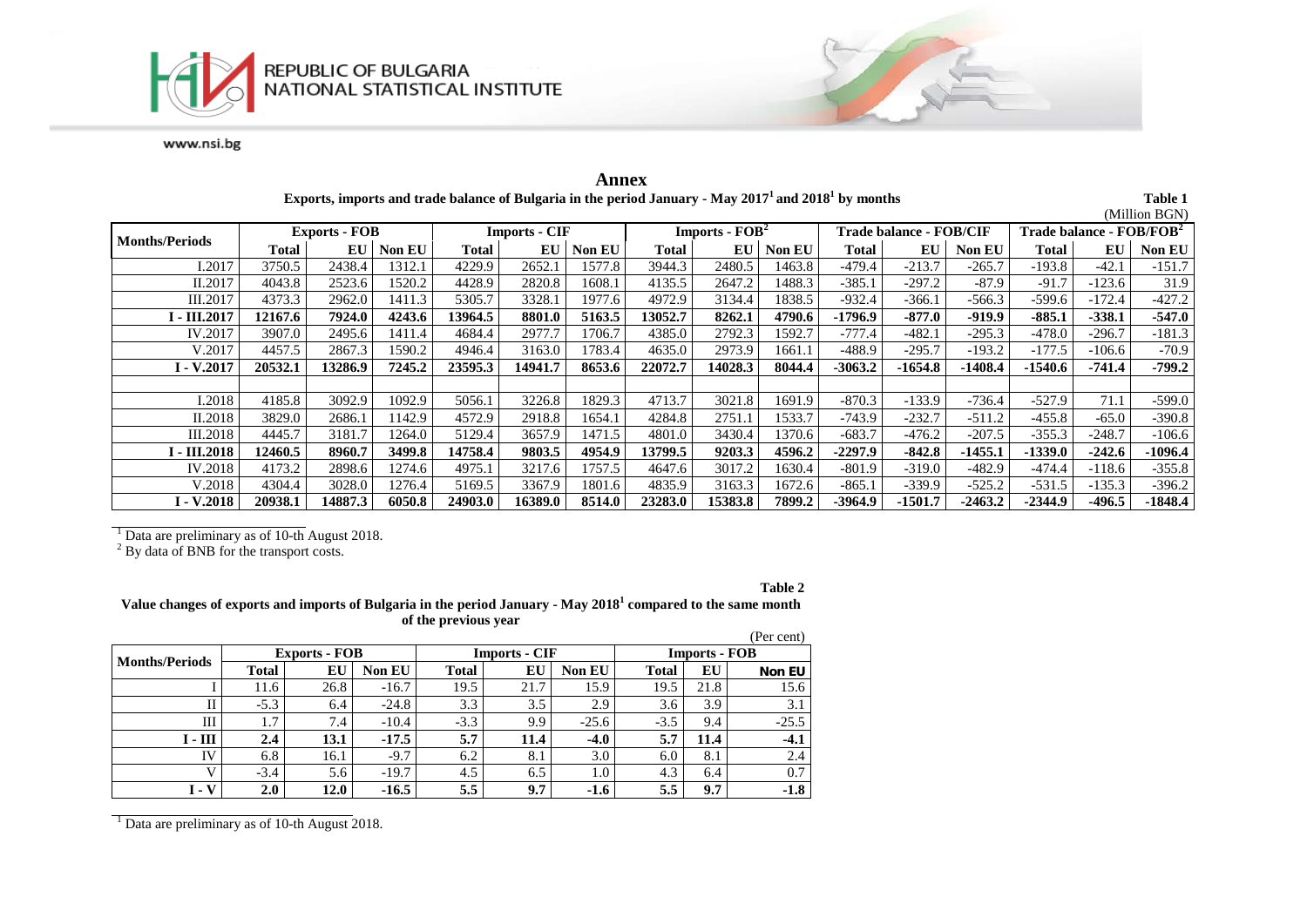# Annex

**Exports, imports and trade balance of Bulgaria in the period January - May 2017[1] and 2018[1] by months**

**Table 1**

(Million BGN)

| Months/Periods | Exports - FOB | | | Imports - CIF | | | Imports - FOB[2] | | | Trade balance - FOB/CIF | | | Trade balance - FOB/FOB[2] | | |
|---|---|---|---|---|---|---|---|---|---|---|---|---|---|---|---|
| | Total | EU | Non EU | Total | EU | Non EU | Total | EU | Non EU | Total | EU | Non EU | Total | EU | Non EU |
| I.2017 | 3750.5 | 2438.4 | 1312.1 | 4229.9 | 2652.1 | 1577.8 | 3944.3 | 2480.5 | 1463.8 | -479.4 | -213.7 | -265.7 | -193.8 | -42.1 | -151.7 |
| II.2017 | 4043.8 | 2523.6 | 1520.2 | 4428.9 | 2820.8 | 1608.1 | 4135.5 | 2647.2 | 1488.3 | -385.1 | -297.2 | -87.9 | -91.7 | -123.6 | 31.9 |
| III.2017 | 4373.3 | 2962.0 | 1411.3 | 5305.7 | 3328.1 | 1977.6 | 4972.9 | 3134.4 | 1838.5 | -932.4 | -366.1 | -566.3 | -599.6 | -172.4 | -427.2 |
| **I - III.2017** | **12167.6** | **7924.0** | **4243.6** | **13964.5** | **8801.0** | **5163.5** | **13052.7** | **8262.1** | **4790.6** | **-1796.9** | **-877.0** | **-919.9** | **-885.1** | **-338.1** | **-547.0** |
| IV.2017 | 3907.0 | 2495.6 | 1411.4 | 4684.4 | 2977.7 | 1706.7 | 4385.0 | 2792.3 | 1592.7 | -777.4 | -482.1 | -295.3 | -478.0 | -296.7 | -181.3 |
| V.2017 | 4457.5 | 2867.3 | 1590.2 | 4946.4 | 3163.0 | 1783.4 | 4635.0 | 2973.9 | 1661.1 | -488.9 | -295.7 | -193.2 | -177.5 | -106.6 | -70.9 |
| **I - V.2017** | **20532.1** | **13286.9** | **7245.2** | **23595.3** | **14941.7** | **8653.6** | **22072.7** | **14028.3** | **8044.4** | **-3063.2** | **-1654.8** | **-1408.4** | **-1540.6** | **-741.4** | **-799.2** |
| | | | | | | | | | | | | | | | |
| I.2018 | 4185.8 | 3092.9 | 1092.9 | 5056.1 | 3226.8 | 1829.3 | 4713.7 | 3021.8 | 1691.9 | -870.3 | -133.9 | -736.4 | -527.9 | 71.1 | -599.0 |
| II.2018 | 3829.0 | 2686.1 | 1142.9 | 4572.9 | 2918.8 | 1654.1 | 4284.8 | 2751.1 | 1533.7 | -743.9 | -232.7 | -511.2 | -455.8 | -65.0 | -390.8 |
| III.2018 | 4445.7 | 3181.7 | 1264.0 | 5129.4 | 3657.9 | 1471.5 | 4801.0 | 3430.4 | 1370.6 | -683.7 | -476.2 | -207.5 | -355.3 | -248.7 | -106.6 |
| **I - III.2018** | **12460.5** | **8960.7** | **3499.8** | **14758.4** | **9803.5** | **4954.9** | **13799.5** | **9203.3** | **4596.2** | **-2297.9** | **-842.8** | **-1455.1** | **-1339.0** | **-242.6** | **-1096.4** |
| IV.2018 | 4173.2 | 2898.6 | 1274.6 | 4975.1 | 3217.6 | 1757.5 | 4647.6 | 3017.2 | 1630.4 | -801.9 | -319.0 | -482.9 | -474.4 | -118.6 | -355.8 |
| V.2018 | 4304.4 | 3028.0 | 1276.4 | 5169.5 | 3367.9 | 1801.6 | 4835.9 | 3163.3 | 1672.6 | -865.1 | -339.9 | -525.2 | -531.5 | -135.3 | -396.2 |
| **I - V.2018** | **20938.1** | **14887.3** | **6050.8** | **24903.0** | **16389.0** | **8514.0** | **23283.0** | **15383.8** | **7899.2** | **-3964.9** | **-1501.7** | **-2463.2** | **-2344.9** | **-496.5** | **-1848.4** |

[1] Data are preliminary as of 10-th August 2018.

[2] By data of BNB for the transport costs.

**Table 2**

**Value changes of exports and imports of Bulgaria in the period January - May 2018[1] compared to the same month of the previous year**

(Per cent)

| Months/Periods | Exports - FOB | | | Imports - CIF | | | Imports - FOB | | |
|---|---|---|---|---|---|---|---|---|---|
| | Total | EU | Non EU | Total | EU | Non EU | Total | EU | Non EU |
| I | 11.6 | 26.8 | -16.7 | 19.5 | 21.7 | 15.9 | 19.5 | 21.8 | 15.6 |
| II | -5.3 | 6.4 | -24.8 | 3.3 | 3.5 | 2.9 | 3.6 | 3.9 | 3.1 |
| III | 1.7 | 7.4 | -10.4 | -3.3 | 9.9 | -25.6 | -3.5 | 9.4 | -25.5 |
| **I - III** | **2.4** | **13.1** | **-17.5** | **5.7** | **11.4** | **-4.0** | **5.7** | **11.4** | **-4.1** |
| IV | 6.8 | 16.1 | -9.7 | 6.2 | 8.1 | 3.0 | 6.0 | 8.1 | 2.4 |
| V | -3.4 | 5.6 | -19.7 | 4.5 | 6.5 | 1.0 | 4.3 | 6.4 | 0.7 |
| **I - V** | **2.0** | **12.0** | **-16.5** | **5.5** | **9.7** | **-1.6** | **5.5** | **9.7** | **-1.8** |

[1] Data are preliminary as of 10-th August 2018.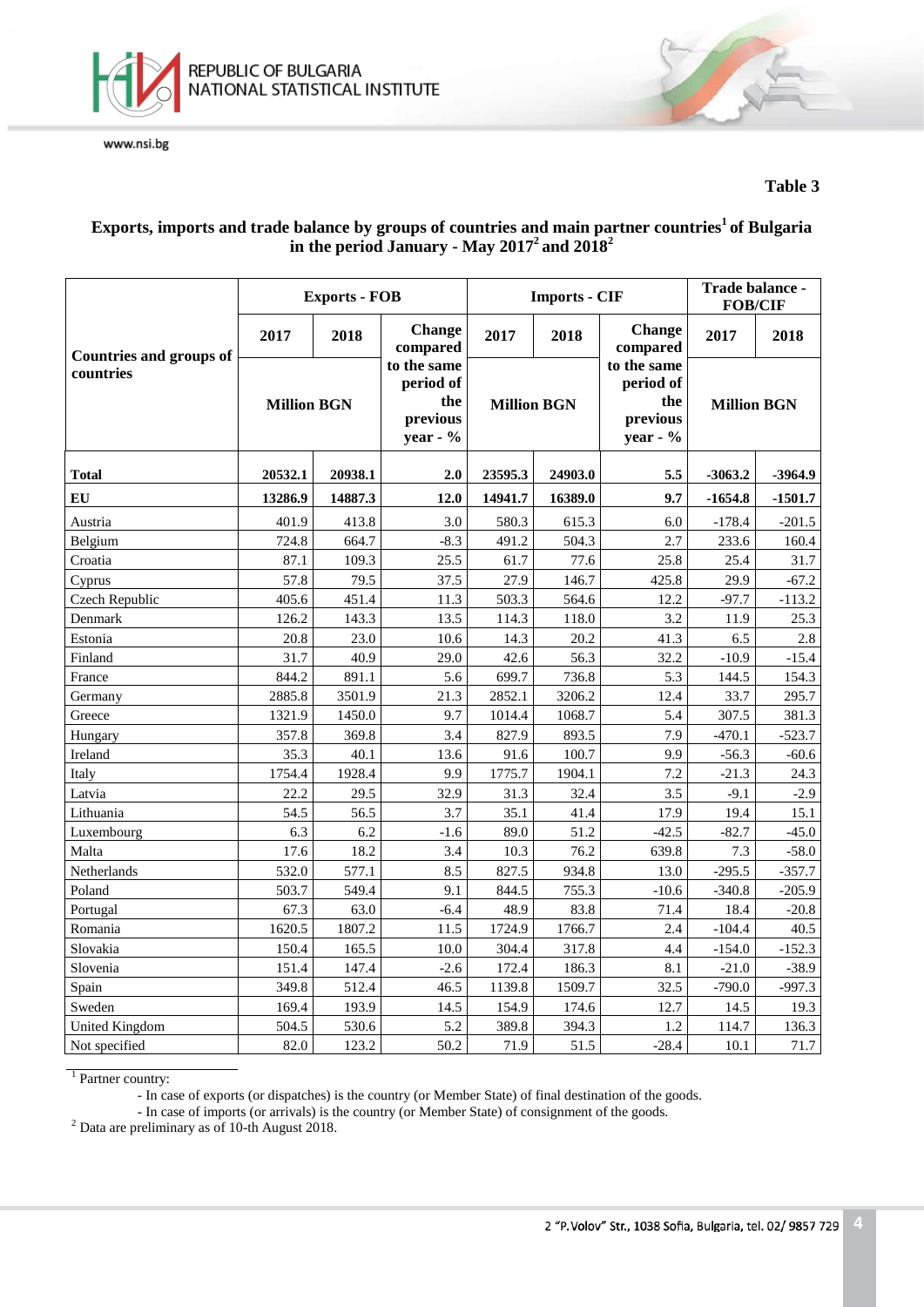**Table 3**

**Exports, imports and trade balance by groups of countries and main partner countries[1] of Bulgaria in the period January - May 2017[2] and 2018[2]**

| Countries and groups of countries | Exports - FOB | | | Imports - CIF | | | Trade balance - FOB/CIF | |
|---|---|---|---|---|---|---|---|---|
| | 2017 | 2018 | Change compared to the same period of the previous year - % | 2017 | 2018 | Change compared to the same period of the previous year - % | 2017 | 2018 |
| | Million BGN | | | Million BGN | | | Million BGN | |
| **Total** | **20532.1** | **20938.1** | **2.0** | **23595.3** | **24903.0** | **5.5** | **-3063.2** | **-3964.9** |
| **EU** | **13286.9** | **14887.3** | **12.0** | **14941.7** | **16389.0** | **9.7** | **-1654.8** | **-1501.7** |
| Austria | 401.9 | 413.8 | 3.0 | 580.3 | 615.3 | 6.0 | -178.4 | -201.5 |
| Belgium | 724.8 | 664.7 | -8.3 | 491.2 | 504.3 | 2.7 | 233.6 | 160.4 |
| Croatia | 87.1 | 109.3 | 25.5 | 61.7 | 77.6 | 25.8 | 25.4 | 31.7 |
| Cyprus | 57.8 | 79.5 | 37.5 | 27.9 | 146.7 | 425.8 | 29.9 | -67.2 |
| Czech Republic | 405.6 | 451.4 | 11.3 | 503.3 | 564.6 | 12.2 | -97.7 | -113.2 |
| Denmark | 126.2 | 143.3 | 13.5 | 114.3 | 118.0 | 3.2 | 11.9 | 25.3 |
| Estonia | 20.8 | 23.0 | 10.6 | 14.3 | 20.2 | 41.3 | 6.5 | 2.8 |
| Finland | 31.7 | 40.9 | 29.0 | 42.6 | 56.3 | 32.2 | -10.9 | -15.4 |
| France | 844.2 | 891.1 | 5.6 | 699.7 | 736.8 | 5.3 | 144.5 | 154.3 |
| Germany | 2885.8 | 3501.9 | 21.3 | 2852.1 | 3206.2 | 12.4 | 33.7 | 295.7 |
| Greece | 1321.9 | 1450.0 | 9.7 | 1014.4 | 1068.7 | 5.4 | 307.5 | 381.3 |
| Hungary | 357.8 | 369.8 | 3.4 | 827.9 | 893.5 | 7.9 | -470.1 | -523.7 |
| Ireland | 35.3 | 40.1 | 13.6 | 91.6 | 100.7 | 9.9 | -56.3 | -60.6 |
| Italy | 1754.4 | 1928.4 | 9.9 | 1775.7 | 1904.1 | 7.2 | -21.3 | 24.3 |
| Latvia | 22.2 | 29.5 | 32.9 | 31.3 | 32.4 | 3.5 | -9.1 | -2.9 |
| Lithuania | 54.5 | 56.5 | 3.7 | 35.1 | 41.4 | 17.9 | 19.4 | 15.1 |
| Luxembourg | 6.3 | 6.2 | -1.6 | 89.0 | 51.2 | -42.5 | -82.7 | -45.0 |
| Malta | 17.6 | 18.2 | 3.4 | 10.3 | 76.2 | 639.8 | 7.3 | -58.0 |
| Netherlands | 532.0 | 577.1 | 8.5 | 827.5 | 934.8 | 13.0 | -295.5 | -357.7 |
| Poland | 503.7 | 549.4 | 9.1 | 844.5 | 755.3 | -10.6 | -340.8 | -205.9 |
| Portugal | 67.3 | 63.0 | -6.4 | 48.9 | 83.8 | 71.4 | 18.4 | -20.8 |
| Romania | 1620.5 | 1807.2 | 11.5 | 1724.9 | 1766.7 | 2.4 | -104.4 | 40.5 |
| Slovakia | 150.4 | 165.5 | 10.0 | 304.4 | 317.8 | 4.4 | -154.0 | -152.3 |
| Slovenia | 151.4 | 147.4 | -2.6 | 172.4 | 186.3 | 8.1 | -21.0 | -38.9 |
| Spain | 349.8 | 512.4 | 46.5 | 1139.8 | 1509.7 | 32.5 | -790.0 | -997.3 |
| Sweden | 169.4 | 193.9 | 14.5 | 154.9 | 174.6 | 12.7 | 14.5 | 19.3 |
| United Kingdom | 504.5 | 530.6 | 5.2 | 389.8 | 394.3 | 1.2 | 114.7 | 136.3 |
| Not specified | 82.0 | 123.2 | 50.2 | 71.9 | 51.5 | -28.4 | 10.1 | 71.7 |

[1] Partner country:

- In case of exports (or dispatches) is the country (or Member State) of final destination of the goods.
- In case of imports (or arrivals) is the country (or Member State) of consignment of the goods.

[2] Data are preliminary as of 10-th August 2018.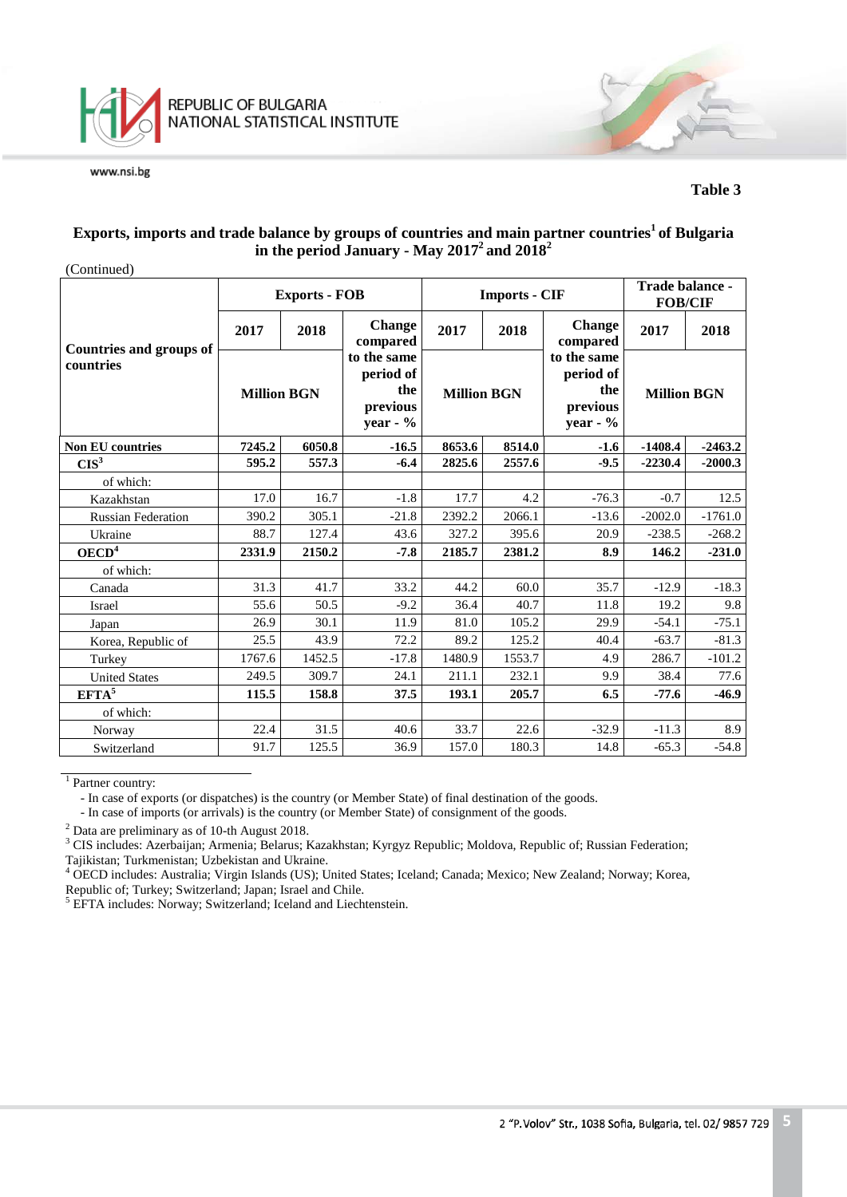**Table 3**

### Exports, imports and trade balance by groups of countries and main partner countries[1] of Bulgaria in the period January - May 2017[2] and 2018[2]

(Continued)

| Countries and groups of countries | Exports - FOB | | | Imports - CIF | | | Trade balance - FOB/CIF | |
|---|---|---|---|---|---|---|---|---|
| | 2017 | 2018 | Change compared to the same period of the previous year - % | 2017 | 2018 | Change compared to the same period of the previous year - % | 2017 | 2018 |
| | Million BGN | | | Million BGN | | | Million BGN | |
| **Non EU countries** | **7245.2** | **6050.8** | **-16.5** | **8653.6** | **8514.0** | **-1.6** | **-1408.4** | **-2463.2** |
| **CIS[3]** | **595.2** | **557.3** | **-6.4** | **2825.6** | **2557.6** | **-9.5** | **-2230.4** | **-2000.3** |
| of which: | | | | | | | | |
| Kazakhstan | 17.0 | 16.7 | -1.8 | 17.7 | 4.2 | -76.3 | -0.7 | 12.5 |
| Russian Federation | 390.2 | 305.1 | -21.8 | 2392.2 | 2066.1 | -13.6 | -2002.0 | -1761.0 |
| Ukraine | 88.7 | 127.4 | 43.6 | 327.2 | 395.6 | 20.9 | -238.5 | -268.2 |
| **OECD[4]** | **2331.9** | **2150.2** | **-7.8** | **2185.7** | **2381.2** | **8.9** | **146.2** | **-231.0** |
| of which: | | | | | | | | |
| Canada | 31.3 | 41.7 | 33.2 | 44.2 | 60.0 | 35.7 | -12.9 | -18.3 |
| Israel | 55.6 | 50.5 | -9.2 | 36.4 | 40.7 | 11.8 | 19.2 | 9.8 |
| Japan | 26.9 | 30.1 | 11.9 | 81.0 | 105.2 | 29.9 | -54.1 | -75.1 |
| Korea, Republic of | 25.5 | 43.9 | 72.2 | 89.2 | 125.2 | 40.4 | -63.7 | -81.3 |
| Turkey | 1767.6 | 1452.5 | -17.8 | 1480.9 | 1553.7 | 4.9 | 286.7 | -101.2 |
| United States | 249.5 | 309.7 | 24.1 | 211.1 | 232.1 | 9.9 | 38.4 | 77.6 |
| **EFTA[5]** | **115.5** | **158.8** | **37.5** | **193.1** | **205.7** | **6.5** | **-77.6** | **-46.9** |
| of which: | | | | | | | | |
| Norway | 22.4 | 31.5 | 40.6 | 33.7 | 22.6 | -32.9 | -11.3 | 8.9 |
| Switzerland | 91.7 | 125.5 | 36.9 | 157.0 | 180.3 | 14.8 | -65.3 | -54.8 |

[1] Partner country:
- In case of exports (or dispatches) is the country (or Member State) of final destination of the goods.
- In case of imports (or arrivals) is the country (or Member State) of consignment of the goods.

[2] Data are preliminary as of 10-th August 2018.

[3] CIS includes: Azerbaijan; Armenia; Belarus; Kazakhstan; Kyrgyz Republic; Moldova, Republic of; Russian Federation; Tajikistan; Turkmenistan; Uzbekistan and Ukraine.

[4] OECD includes: Australia; Virgin Islands (US); United States; Iceland; Canada; Mexico; New Zealand; Norway; Korea, Republic of; Turkey; Switzerland; Japan; Israel and Chile.

[5] EFTA includes: Norway; Switzerland; Iceland and Liechtenstein.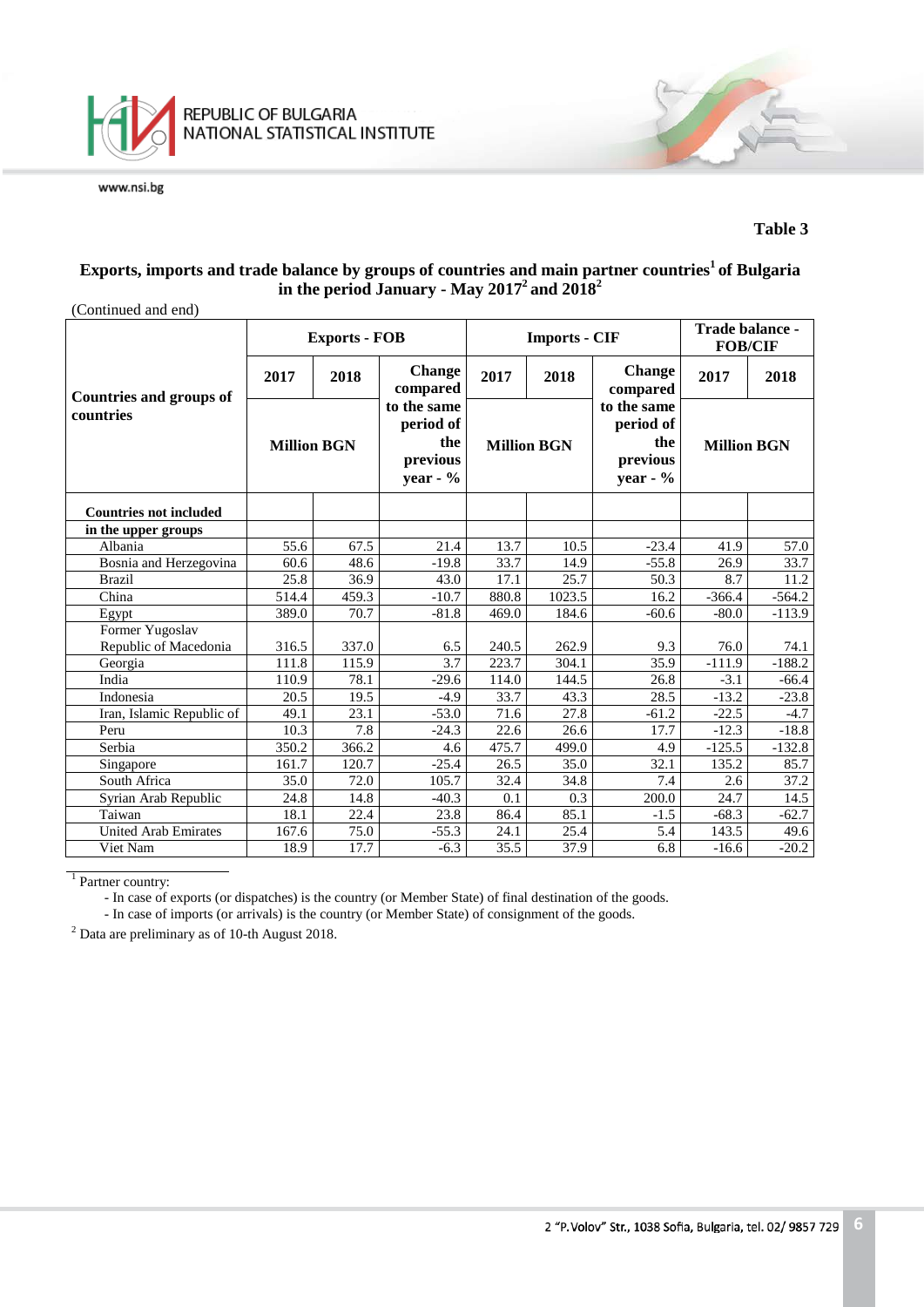**Table 3**

**Exports, imports and trade balance by groups of countries and main partner countries[1] of Bulgaria in the period January - May 2017[2] and 2018[2]**

(Continued and end)

| Countries and groups of countries | Exports - FOB | | | Imports - CIF | | | Trade balance - FOB/CIF | |
|---|---|---|---|---|---|---|---|---|
| | 2017 | 2018 | Change compared to the same period of the previous year - % | 2017 | 2018 | Change compared to the same period of the previous year - % | 2017 | 2018 |
| | Million BGN | | | Million BGN | | | Million BGN | |
| **Countries not included in the upper groups** | | | | | | | | |
| Albania | 55.6 | 67.5 | 21.4 | 13.7 | 10.5 | -23.4 | 41.9 | 57.0 |
| Bosnia and Herzegovina | 60.6 | 48.6 | -19.8 | 33.7 | 14.9 | -55.8 | 26.9 | 33.7 |
| Brazil | 25.8 | 36.9 | 43.0 | 17.1 | 25.7 | 50.3 | 8.7 | 11.2 |
| China | 514.4 | 459.3 | -10.7 | 880.8 | 1023.5 | 16.2 | -366.4 | -564.2 |
| Egypt | 389.0 | 70.7 | -81.8 | 469.0 | 184.6 | -60.6 | -80.0 | -113.9 |
| Former Yugoslav Republic of Macedonia | 316.5 | 337.0 | 6.5 | 240.5 | 262.9 | 9.3 | 76.0 | 74.1 |
| Georgia | 111.8 | 115.9 | 3.7 | 223.7 | 304.1 | 35.9 | -111.9 | -188.2 |
| India | 110.9 | 78.1 | -29.6 | 114.0 | 144.5 | 26.8 | -3.1 | -66.4 |
| Indonesia | 20.5 | 19.5 | -4.9 | 33.7 | 43.3 | 28.5 | -13.2 | -23.8 |
| Iran, Islamic Republic of | 49.1 | 23.1 | -53.0 | 71.6 | 27.8 | -61.2 | -22.5 | -4.7 |
| Peru | 10.3 | 7.8 | -24.3 | 22.6 | 26.6 | 17.7 | -12.3 | -18.8 |
| Serbia | 350.2 | 366.2 | 4.6 | 475.7 | 499.0 | 4.9 | -125.5 | -132.8 |
| Singapore | 161.7 | 120.7 | -25.4 | 26.5 | 35.0 | 32.1 | 135.2 | 85.7 |
| South Africa | 35.0 | 72.0 | 105.7 | 32.4 | 34.8 | 7.4 | 2.6 | 37.2 |
| Syrian Arab Republic | 24.8 | 14.8 | -40.3 | 0.1 | 0.3 | 200.0 | 24.7 | 14.5 |
| Taiwan | 18.1 | 22.4 | 23.8 | 86.4 | 85.1 | -1.5 | -68.3 | -62.7 |
| United Arab Emirates | 167.6 | 75.0 | -55.3 | 24.1 | 25.4 | 5.4 | 143.5 | 49.6 |
| Viet Nam | 18.9 | 17.7 | -6.3 | 35.5 | 37.9 | 6.8 | -16.6 | -20.2 |

[1] Partner country:
- In case of exports (or dispatches) is the country (or Member State) of final destination of the goods.
- In case of imports (or arrivals) is the country (or Member State) of consignment of the goods.

[2] Data are preliminary as of 10-th August 2018.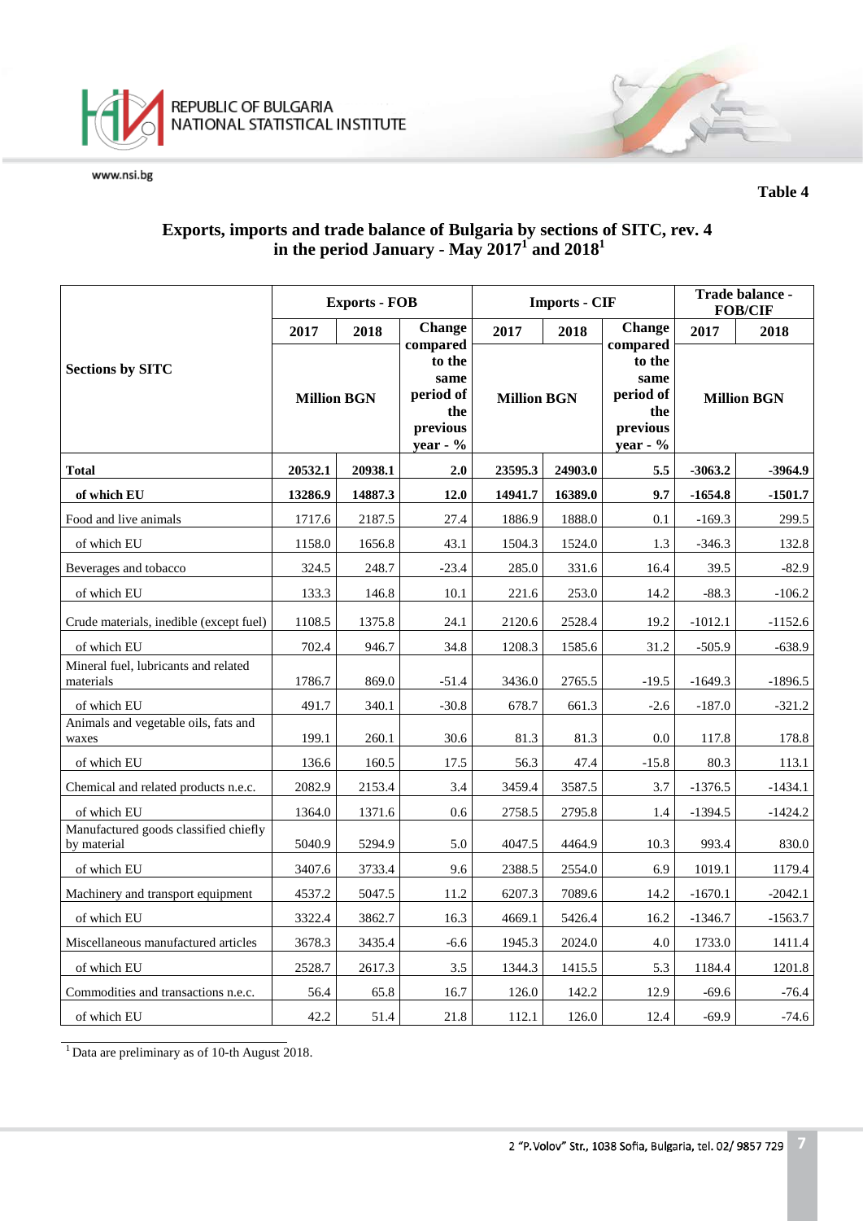Table 4

## Exports, imports and trade balance of Bulgaria by sections of SITC, rev. 4 in the period January - May 2017[1] and 2018[1]

| Sections by SITC | Exports - FOB | | | Imports - CIF | | | Trade balance - FOB/CIF | |
|---|---|---|---|---|---|---|---|---|
| | 2017 | 2018 | Change compared to the same period of the previous year - % | 2017 | 2018 | Change compared to the same period of the previous year - % | 2017 | 2018 |
| | Million BGN | | | Million BGN | | | Million BGN | |
| **Total** | **20532.1** | **20938.1** | **2.0** | **23595.3** | **24903.0** | **5.5** | **-3063.2** | **-3964.9** |
| **of which EU** | **13286.9** | **14887.3** | **12.0** | **14941.7** | **16389.0** | **9.7** | **-1654.8** | **-1501.7** |
| Food and live animals | 1717.6 | 2187.5 | 27.4 | 1886.9 | 1888.0 | 0.1 | -169.3 | 299.5 |
| of which EU | 1158.0 | 1656.8 | 43.1 | 1504.3 | 1524.0 | 1.3 | -346.3 | 132.8 |
| Beverages and tobacco | 324.5 | 248.7 | -23.4 | 285.0 | 331.6 | 16.4 | 39.5 | -82.9 |
| of which EU | 133.3 | 146.8 | 10.1 | 221.6 | 253.0 | 14.2 | -88.3 | -106.2 |
| Crude materials, inedible (except fuel) | 1108.5 | 1375.8 | 24.1 | 2120.6 | 2528.4 | 19.2 | -1012.1 | -1152.6 |
| of which EU | 702.4 | 946.7 | 34.8 | 1208.3 | 1585.6 | 31.2 | -505.9 | -638.9 |
| Mineral fuel, lubricants and related materials | 1786.7 | 869.0 | -51.4 | 3436.0 | 2765.5 | -19.5 | -1649.3 | -1896.5 |
| of which EU | 491.7 | 340.1 | -30.8 | 678.7 | 661.3 | -2.6 | -187.0 | -321.2 |
| Animals and vegetable oils, fats and waxes | 199.1 | 260.1 | 30.6 | 81.3 | 81.3 | 0.0 | 117.8 | 178.8 |
| of which EU | 136.6 | 160.5 | 17.5 | 56.3 | 47.4 | -15.8 | 80.3 | 113.1 |
| Chemical and related products n.e.c. | 2082.9 | 2153.4 | 3.4 | 3459.4 | 3587.5 | 3.7 | -1376.5 | -1434.1 |
| of which EU | 1364.0 | 1371.6 | 0.6 | 2758.5 | 2795.8 | 1.4 | -1394.5 | -1424.2 |
| Manufactured goods classified chiefly by material | 5040.9 | 5294.9 | 5.0 | 4047.5 | 4464.9 | 10.3 | 993.4 | 830.0 |
| of which EU | 3407.6 | 3733.4 | 9.6 | 2388.5 | 2554.0 | 6.9 | 1019.1 | 1179.4 |
| Machinery and transport equipment | 4537.2 | 5047.5 | 11.2 | 6207.3 | 7089.6 | 14.2 | -1670.1 | -2042.1 |
| of which EU | 3322.4 | 3862.7 | 16.3 | 4669.1 | 5426.4 | 16.2 | -1346.7 | -1563.7 |
| Miscellaneous manufactured articles | 3678.3 | 3435.4 | -6.6 | 1945.3 | 2024.0 | 4.0 | 1733.0 | 1411.4 |
| of which EU | 2528.7 | 2617.3 | 3.5 | 1344.3 | 1415.5 | 5.3 | 1184.4 | 1201.8 |
| Commodities and transactions n.e.c. | 56.4 | 65.8 | 16.7 | 126.0 | 142.2 | 12.9 | -69.6 | -76.4 |
| of which EU | 42.2 | 51.4 | 21.8 | 112.1 | 126.0 | 12.4 | -69.9 | -74.6 |

[1] Data are preliminary as of 10-th August 2018.